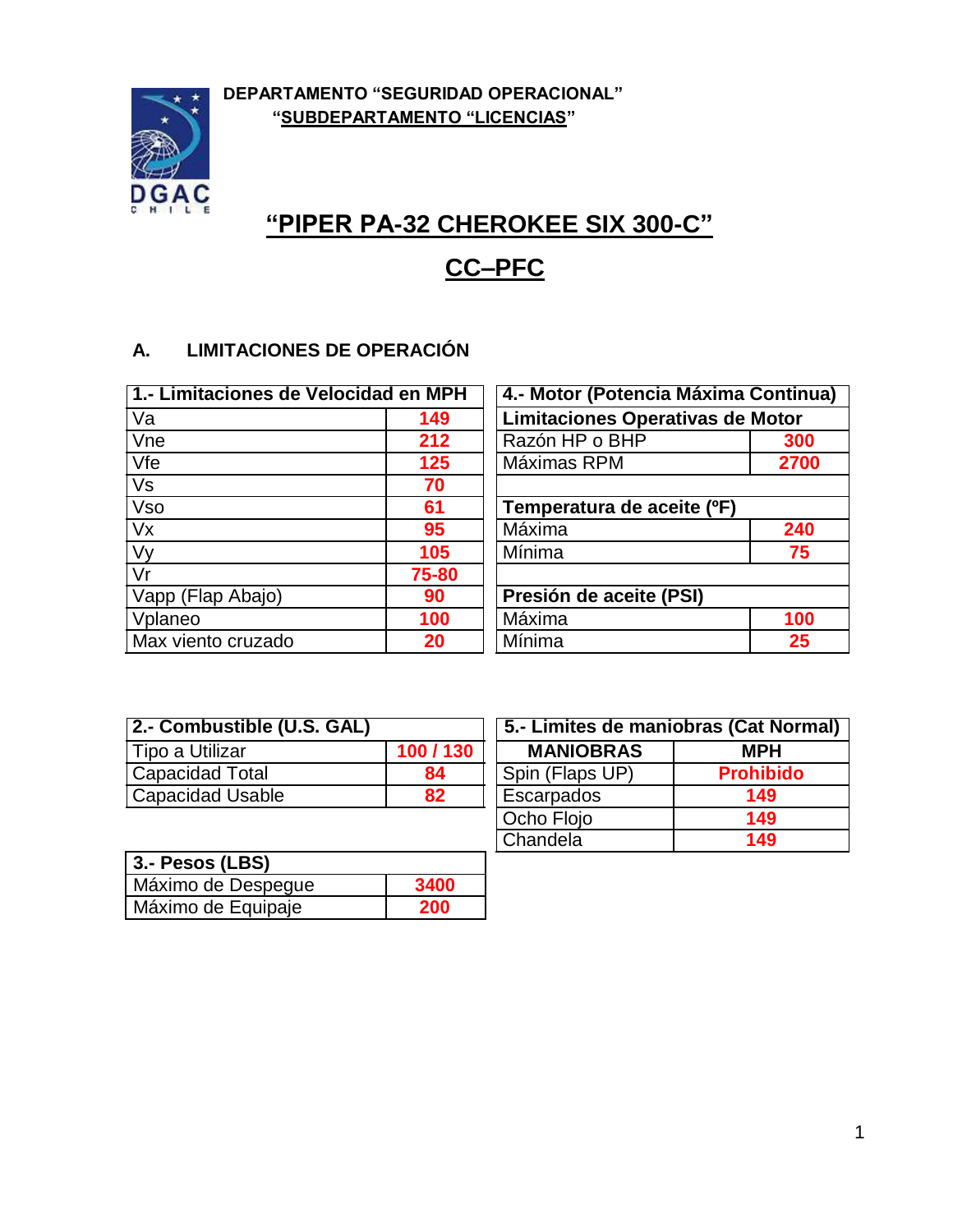**DEPARTAMENTO "SEGURIDAD OPERACIONAL"**
**"SUBDEPARTAMENTO "LICENCIAS"**

# "PIPER PA-32 CHEROKEE SIX 300-C"

# CC–PFC

## A. LIMITACIONES DE OPERACIÓN

| 1.- Limitaciones de Velocidad en MPH | |
|---|---|
| Va | 149 |
| Vne | 212 |
| Vfe | 125 |
| Vs | 70 |
| Vso | 61 |
| Vx | 95 |
| Vy | 105 |
| Vr | 75-80 |
| Vapp (Flap Abajo) | 90 |
| Vplaneo | 100 |
| Max viento cruzado | 20 |

| 4.- Motor (Potencia Máxima Continua) | |
|---|---|
| **Limitaciones Operativas de Motor** | |
| Razón HP o BHP | 300 |
| Máximas RPM | 2700 |
| | |
| **Temperatura de aceite (ºF)** | |
| Máxima | 240 |
| Mínima | 75 |
| | |
| **Presión de aceite (PSI)** | |
| Máxima | 100 |
| Mínima | 25 |

| 2.- Combustible (U.S. GAL) | |
|---|---|
| Tipo a Utilizar | 100 / 130 |
| Capacidad Total | 84 |
| Capacidad Usable | 82 |

| 3.- Pesos (LBS) | |
|---|---|
| Máximo de Despegue | 3400 |
| Máximo de Equipaje | 200 |

| 5.- Limites de maniobras (Cat Normal) | |
|---|---|
| **MANIOBRAS** | **MPH** |
| Spin (Flaps UP) | Prohibido |
| Escarpados | 149 |
| Ocho Flojo | 149 |
| Chandela | 149 |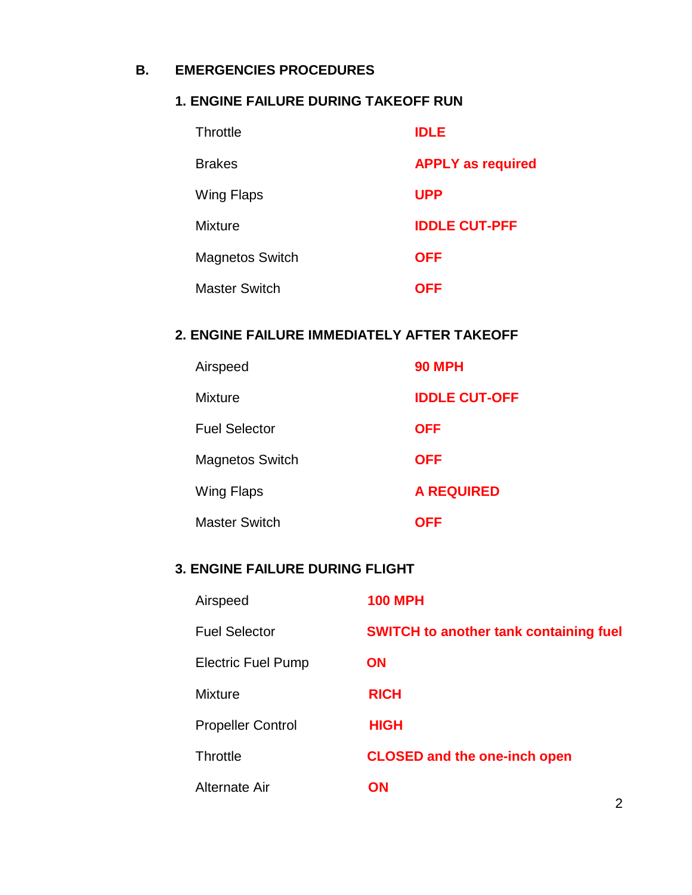## B. EMERGENCIES PROCEDURES

### 1. ENGINE FAILURE DURING TAKEOFF RUN

| | |
|---|---|
| Throttle | **IDLE** |
| Brakes | **APPLY as required** |
| Wing Flaps | **UPP** |
| Mixture | **IDDLE CUT-PFF** |
| Magnetos Switch | **OFF** |
| Master Switch | **OFF** |

### 2. ENGINE FAILURE IMMEDIATELY AFTER TAKEOFF

| | |
|---|---|
| Airspeed | **90 MPH** |
| Mixture | **IDDLE CUT-OFF** |
| Fuel Selector | **OFF** |
| Magnetos Switch | **OFF** |
| Wing Flaps | **A REQUIRED** |
| Master Switch | **OFF** |

### 3. ENGINE FAILURE DURING FLIGHT

| | |
|---|---|
| Airspeed | **100 MPH** |
| Fuel Selector | **SWITCH to another tank containing fuel** |
| Electric Fuel Pump | **ON** |
| Mixture | **RICH** |
| Propeller Control | **HIGH** |
| Throttle | **CLOSED and the one-inch open** |
| Alternate Air | **ON** |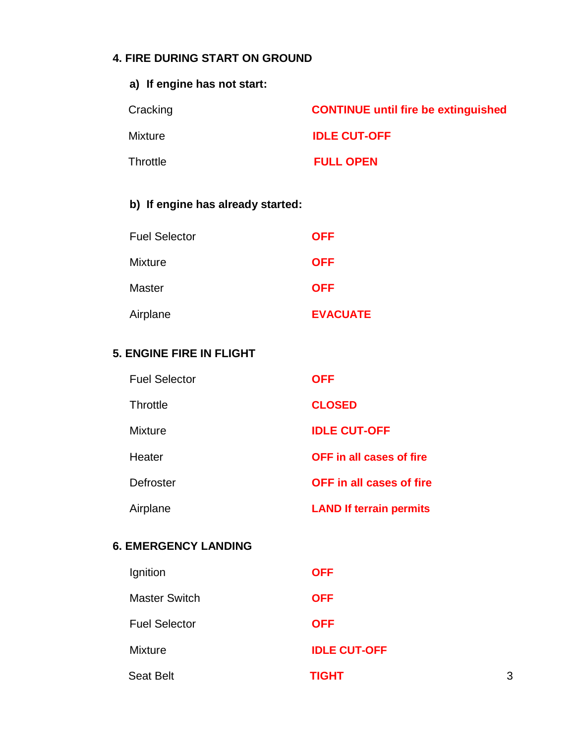## 4. FIRE DURING START ON GROUND

### a) If engine has not start:

| | |
|---|---|
| Cracking | **CONTINUE until fire be extinguished** |
| Mixture | **IDLE CUT-OFF** |
| Throttle | **FULL OPEN** |

### b) If engine has already started:

| | |
|---|---|
| Fuel Selector | **OFF** |
| Mixture | **OFF** |
| Master | **OFF** |
| Airplane | **EVACUATE** |

## 5. ENGINE FIRE IN FLIGHT

| | |
|---|---|
| Fuel Selector | **OFF** |
| Throttle | **CLOSED** |
| Mixture | **IDLE CUT-OFF** |
| Heater | **OFF in all cases of fire** |
| Defroster | **OFF in all cases of fire** |
| Airplane | **LAND If terrain permits** |

## 6. EMERGENCY LANDING

| | |
|---|---|
| Ignition | **OFF** |
| Master Switch | **OFF** |
| Fuel Selector | **OFF** |
| Mixture | **IDLE CUT-OFF** |
| Seat Belt | **TIGHT** |